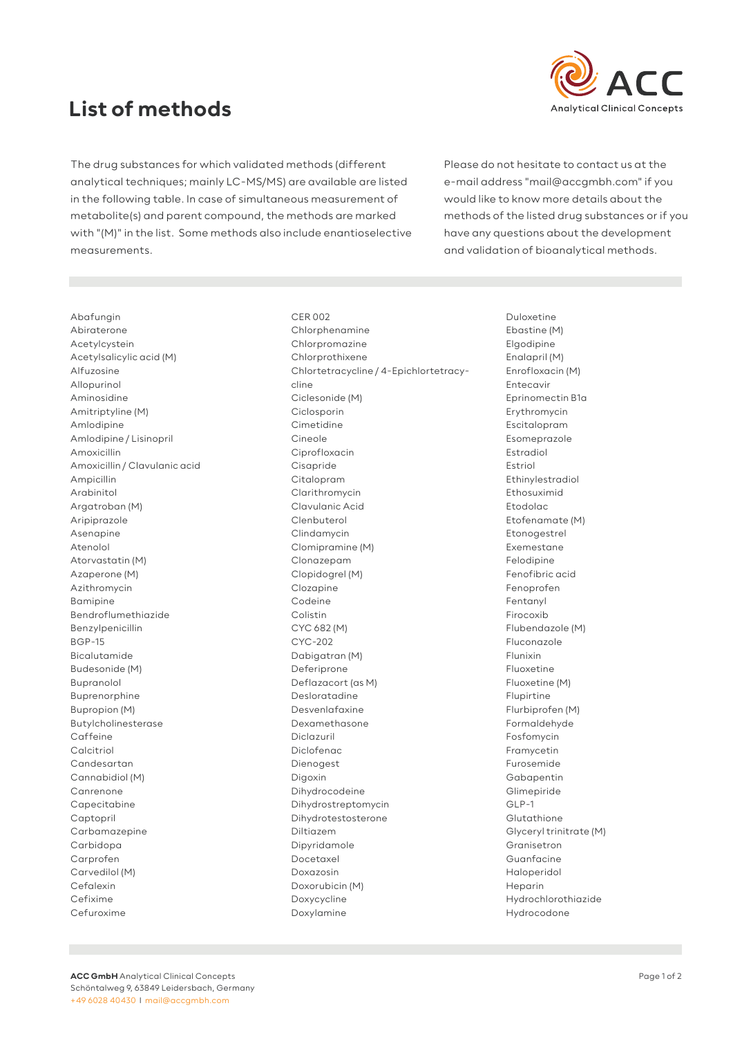# List of methods

The drug substances for which validated methods (different analytical techniques; mainly LC-MS/MS) are available are listed in the following table. In case of simultaneous measurement of metabolite(s) and parent compound, the methods are marked with "(M)" in the list. Some methods also include enantioselective measurements.

Please do not hesitate to contact us at the e-mail address "mail@accgmbh.com" if you would like to know more details about the methods of the listed drug substances or if you have any questions about the development and validation of bioanalytical methods.

- Abafungin
- Abiraterone
- Acetylcystein
- Acetylsalicylic acid (M)
- Alfuzosine
- Allopurinol
- Aminosidine
- Amitriptyline (M)
- Amlodipine
- Amlodipine / Lisinopril
- Amoxicillin
- Amoxicillin / Clavulanic acid
- Ampicillin
- Arabinitol
- Argatroban (M)
- Aripiprazole
- Asenapine
- Atenolol
- Atorvastatin (M)
- Azaperone (M)
- Azithromycin
- Bamipine
- Bendroflumethiazide
- Benzylpenicillin
- BGP-15
- Bicalutamide
- Budesonide (M)
- Bupranolol
- Buprenorphine
- Bupropion (M)
- Butylcholinesterase
- Caffeine
- Calcitriol
- Candesartan
- Cannabidiol (M)
- Canrenone
- Capecitabine
- Captopril
- Carbamazepine
- Carbidopa
- Carprofen
- Carvedilol (M)
- Cefalexin
- Cefixime
- Cefuroxime
- CER 002
- Chlorphenamine
- Chlorpromazine
- Chlorprothixene
- Chlortetracycline / 4-Epichlortetracycline
- Ciclesonide (M)
- Ciclosporin
- Cimetidine
- Cineole
- Ciprofloxacin
- Cisapride
- Citalopram
- Clarithromycin
- Clavulanic Acid
- Clenbuterol
- Clindamycin
- Clomipramine (M)
- Clonazepam
- Clopidogrel (M)
- Clozapine
- Codeine
- Colistin
- CYC 682 (M)
- CYC-202
- Dabigatran (M)
- Deferiprone
- Deflazacort (as M)
- Desloratadine
- Desvenlafaxine
- Dexamethasone
- Diclazuril
- Diclofenac
- Dienogest
- Digoxin
- Dihydrocodeine
- Dihydrostreptomycin
- Dihydrotestosterone
- Diltiazem
- Dipyridamole
- Docetaxel
- Doxazosin
- Doxorubicin (M)
- Doxycycline
- Doxylamine
- Duloxetine
- Ebastine (M)
- Elgodipine
- Enalapril (M)
- Enrofloxacin (M)
- Entecavir
- Eprinomectin B1a
- Erythromycin
- Escitalopram
- Esomeprazole
- Estradiol
- Estriol
- Ethinylestradiol
- Ethosuximid
- Etodolac
- Etofenamate (M)
- Etonogestrel
- Exemestane
- Felodipine
- Fenofibric acid
- Fenoprofen
- Fentanyl
- Firocoxib
- Flubendazole (M)
- Fluconazole
- Flunixin
- Fluoxetine
- Fluoxetine (M)
- Flupirtine
- Flurbiprofen (M)
- Formaldehyde
- Fosfomycin
- Framycetin
- Furosemide
- Gabapentin
- Glimepiride
- GLP-1
- Glutathione
- Glyceryl trinitrate (M)
- Granisetron
- Guanfacine
- Haloperidol
- Heparin
- Hydrochlorothiazide
- Hydrocodone

**ACC GmbH** Analytical Clinical Concepts
Schöntalweg 9, 63849 Leidersbach, Germany
+49 6028 40430 I mail@accgmbh.com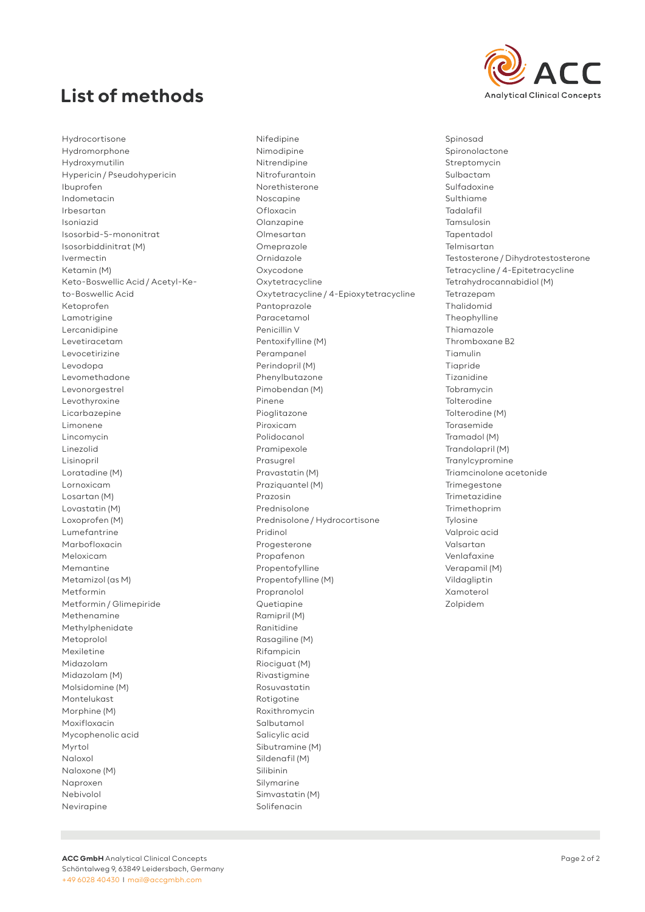# List of methods

ACC Analytical Clinical Concepts

Hydrocortisone
Hydromorphone
Hydroxymutilin
Hypericin / Pseudohypericin
Ibuprofen
Indometacin
Irbesartan
Isoniazid
Isosorbid-5-mononitrat
Isosorbiddinitrat (M)
Ivermectin
Ketamin (M)
Keto-Boswellic Acid / Acetyl-Keto-Boswellic Acid
Ketoprofen
Lamotrigine
Lercanidipine
Levetiracetam
Levocetirizine
Levodopa
Levomethadone
Levonorgestrel
Levothyroxine
Licarbazepine
Limonene
Lincomycin
Linezolid
Lisinopril
Loratadine (M)
Lornoxicam
Losartan (M)
Lovastatin (M)
Loxoprofen (M)
Lumefantrine
Marbofloxacin
Meloxicam
Memantine
Metamizol (as M)
Metformin
Metformin / Glimepiride
Methenamine
Methylphenidate
Metoprolol
Mexiletine
Midazolam
Midazolam (M)
Molsidomine (M)
Montelukast
Morphine (M)
Moxifloxacin
Mycophenolic acid
Myrtol
Naloxol
Naloxone (M)
Naproxen
Nebivolol
Nevirapine
Nifedipine
Nimodipine
Nitrendipine
Nitrofurantoin
Norethisterone
Noscapine
Ofloxacin
Olanzapine
Olmesartan
Omeprazole
Ornidazole
Oxycodone
Oxytetracycline
Oxytetracycline / 4-Epioxytetracycline
Pantoprazole
Paracetamol
Penicillin V
Pentoxifylline (M)
Perampanel
Perindopril (M)
Phenylbutazone
Pimobendan (M)
Pinene
Pioglitazone
Piroxicam
Polidocanol
Pramipexole
Prasugrel
Pravastatin (M)
Praziquantel (M)
Prazosin
Prednisolone
Prednisolone / Hydrocortisone
Pridinol
Progesterone
Propafenon
Propentofylline
Propentofylline (M)
Propranolol
Quetiapine
Ramipril (M)
Ranitidine
Rasagiline (M)
Rifampicin
Riociguat (M)
Rivastigmine
Rosuvastatin
Rotigotine
Roxithromycin
Salbutamol
Salicylic acid
Sibutramine (M)
Sildenafil (M)
Silibinin
Silymarine
Simvastatin (M)
Solifenacin
Spinosad
Spironolactone
Streptomycin
Sulbactam
Sulfadoxine
Sulthiame
Tadalafil
Tamsulosin
Tapentadol
Telmisartan
Testosterone / Dihydrotestosterone
Tetracycline / 4-Epitetracycline
Tetrahydrocannabidiol (M)
Tetrazepam
Thalidomid
Theophylline
Thiamazole
Thromboxane B2
Tiamulin
Tiapride
Tizanidine
Tobramycin
Tolterodine
Tolterodine (M)
Torasemide
Tramadol (M)
Trandolapril (M)
Tranylcypromine
Triamcinolone acetonide
Trimegestone
Trimetazidine
Trimethoprim
Tylosine
Valproic acid
Valsartan
Venlafaxine
Verapamil (M)
Vildagliptin
Xamoterol
Zolpidem

**ACC GmbH** Analytical Clinical Concepts
Schöntalweg 9, 63849 Leidersbach, Germany
+49 6028 40430 I mail@accgmbh.com